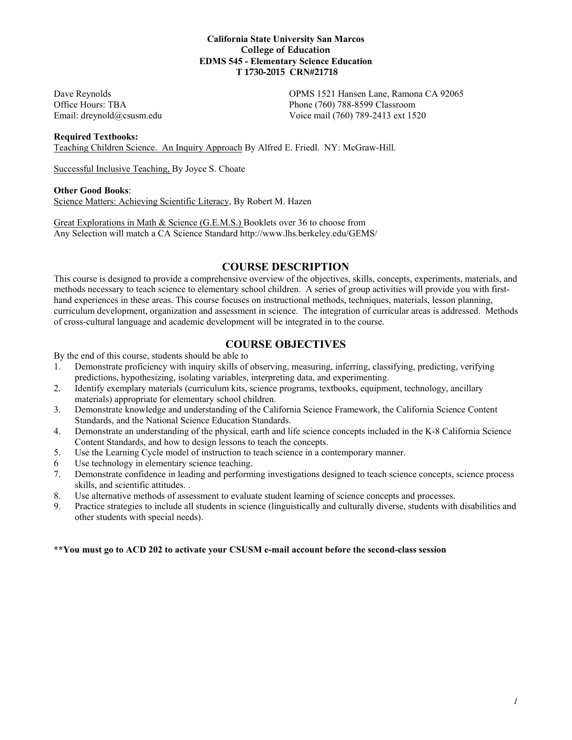**California State University San Marcos**
**College of Education**
**EDMS 545 - Elementary Science Education**
**T 1730-2015 CRN#21718**

Dave Reynolds
Office Hours: TBA
Email: dreynold@csusm.edu

OPMS 1521 Hansen Lane, Ramona CA 92065
Phone (760) 788-8599 Classroom
Voice mail (760) 789-2413 ext 1520

**Required Textbooks:**

Teaching Children Science. An Inquiry Approach By Alfred E. Friedl. NY: McGraw-Hill.

Successful Inclusive Teaching, By Joyce S. Choate

**Other Good Books**:

Science Matters: Achieving Scientific Literacy, By Robert M. Hazen

Great Explorations in Math & Science (G.E.M.S.) Booklets over 36 to choose from
Any Selection will match a CA Science Standard http://www.lhs.berkeley.edu/GEMS/

## COURSE DESCRIPTION

This course is designed to provide a comprehensive overview of the objectives, skills, concepts, experiments, materials, and methods necessary to teach science to elementary school children. A series of group activities will provide you with first-hand experiences in these areas. This course focuses on instructional methods, techniques, materials, lesson planning, curriculum development, organization and assessment in science. The integration of curricular areas is addressed. Methods of cross-cultural language and academic development will be integrated in to the course.

## COURSE OBJECTIVES

By the end of this course, students should be able to

1. Demonstrate proficiency with inquiry skills of observing, measuring, inferring, classifying, predicting, verifying predictions, hypothesizing, isolating variables, interpreting data, and experimenting.
2. Identify exemplary materials (curriculum kits, science programs, textbooks, equipment, technology, ancillary materials) appropriate for elementary school children.
3. Demonstrate knowledge and understanding of the California Science Framework, the California Science Content Standards, and the National Science Education Standards.
4. Demonstrate an understanding of the physical, earth and life science concepts included in the K-8 California Science Content Standards, and how to design lessons to teach the concepts.
5. Use the Learning Cycle model of instruction to teach science in a contemporary manner.
6. Use technology in elementary science teaching.
7. Demonstrate confidence in leading and performing investigations designed to teach science concepts, science process skills, and scientific attitudes. .
8. Use alternative methods of assessment to evaluate student learning of science concepts and processes.
9. Practice strategies to include all students in science (linguistically and culturally diverse, students with disabilities and other students with special needs).

**\*\*You must go to ACD 202 to activate your CSUSM e-mail account before the second-class session**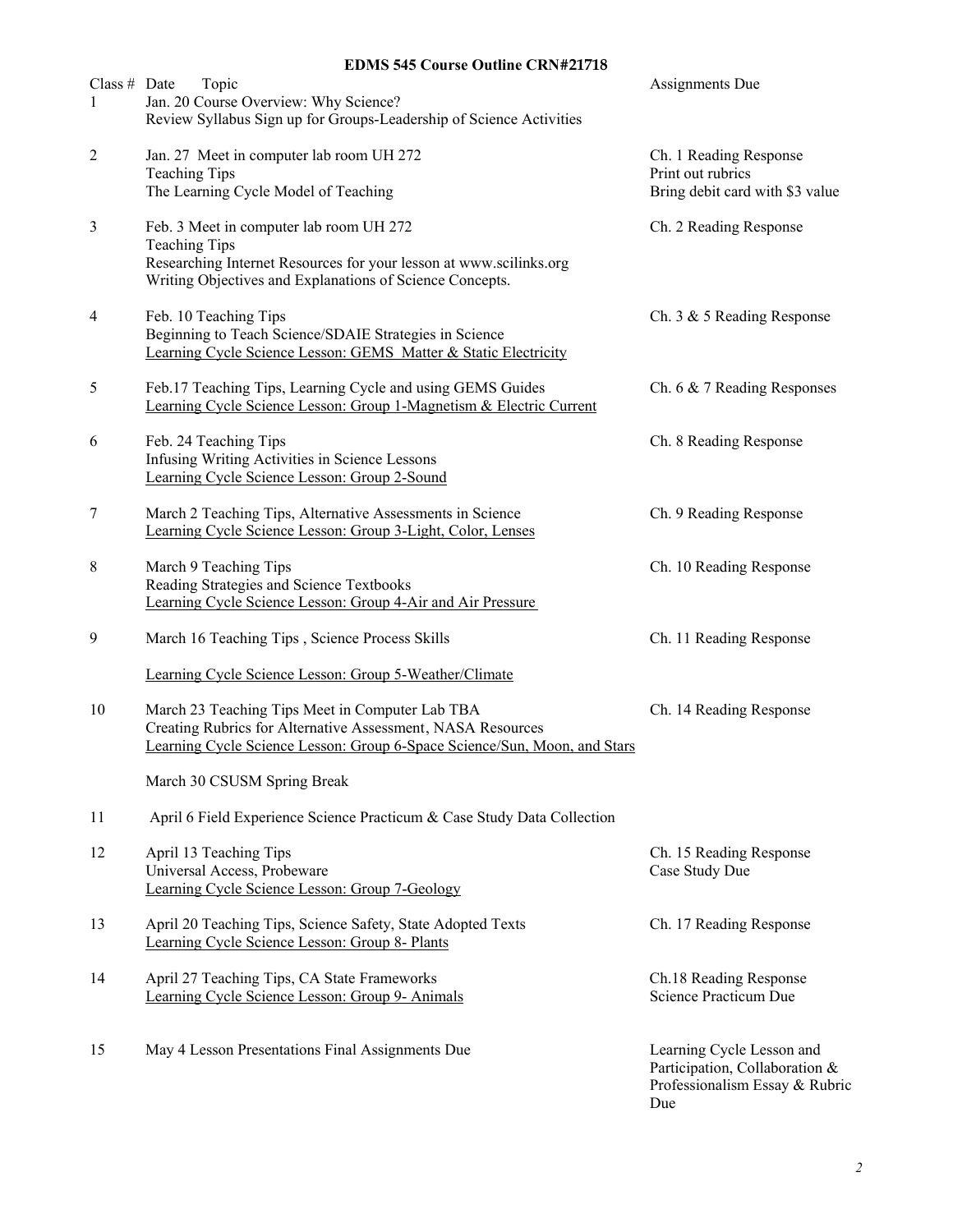# EDMS 545 Course Outline CRN#21718

| Class # | Date / Topic | Assignments Due |
|---|---|---|
| 1 | Jan. 20 Course Overview: Why Science?<br>Review Syllabus Sign up for Groups-Leadership of Science Activities | |
| 2 | Jan. 27 Meet in computer lab room UH 272<br>Teaching Tips<br>The Learning Cycle Model of Teaching | Ch. 1 Reading Response<br>Print out rubrics<br>Bring debit card with $3 value |
| 3 | Feb. 3 Meet in computer lab room UH 272<br>Teaching Tips<br>Researching Internet Resources for your lesson at www.scilinks.org<br>Writing Objectives and Explanations of Science Concepts. | Ch. 2 Reading Response |
| 4 | Feb. 10 Teaching Tips<br>Beginning to Teach Science/SDAIE Strategies in Science<br><u>Learning Cycle Science Lesson: GEMS Matter & Static Electricity</u> | Ch. 3 & 5 Reading Response |
| 5 | Feb.17 Teaching Tips, Learning Cycle and using GEMS Guides<br><u>Learning Cycle Science Lesson: Group 1-Magnetism & Electric Current</u> | Ch. 6 & 7 Reading Responses |
| 6 | Feb. 24 Teaching Tips<br>Infusing Writing Activities in Science Lessons<br><u>Learning Cycle Science Lesson: Group 2-Sound</u> | Ch. 8 Reading Response |
| 7 | March 2 Teaching Tips, Alternative Assessments in Science<br><u>Learning Cycle Science Lesson: Group 3-Light, Color, Lenses</u> | Ch. 9 Reading Response |
| 8 | March 9 Teaching Tips<br>Reading Strategies and Science Textbooks<br><u>Learning Cycle Science Lesson: Group 4-Air and Air Pressure</u> | Ch. 10 Reading Response |
| 9 | March 16 Teaching Tips , Science Process Skills<br><u>Learning Cycle Science Lesson: Group 5-Weather/Climate</u> | Ch. 11 Reading Response |
| 10 | March 23 Teaching Tips Meet in Computer Lab TBA<br>Creating Rubrics for Alternative Assessment, NASA Resources<br><u>Learning Cycle Science Lesson: Group 6-Space Science/Sun, Moon, and Stars</u> | Ch. 14 Reading Response |
| | March 30 CSUSM Spring Break | |
| 11 | April 6 Field Experience Science Practicum & Case Study Data Collection | |
| 12 | April 13 Teaching Tips<br>Universal Access, Probeware<br><u>Learning Cycle Science Lesson: Group 7-Geology</u> | Ch. 15 Reading Response<br>Case Study Due |
| 13 | April 20 Teaching Tips, Science Safety, State Adopted Texts<br><u>Learning Cycle Science Lesson: Group 8- Plants</u> | Ch. 17 Reading Response |
| 14 | April 27 Teaching Tips, CA State Frameworks<br><u>Learning Cycle Science Lesson: Group 9- Animals</u> | Ch.18 Reading Response<br>Science Practicum Due |
| 15 | May 4 Lesson Presentations Final Assignments Due | Learning Cycle Lesson and Participation, Collaboration & Professionalism Essay & Rubric Due |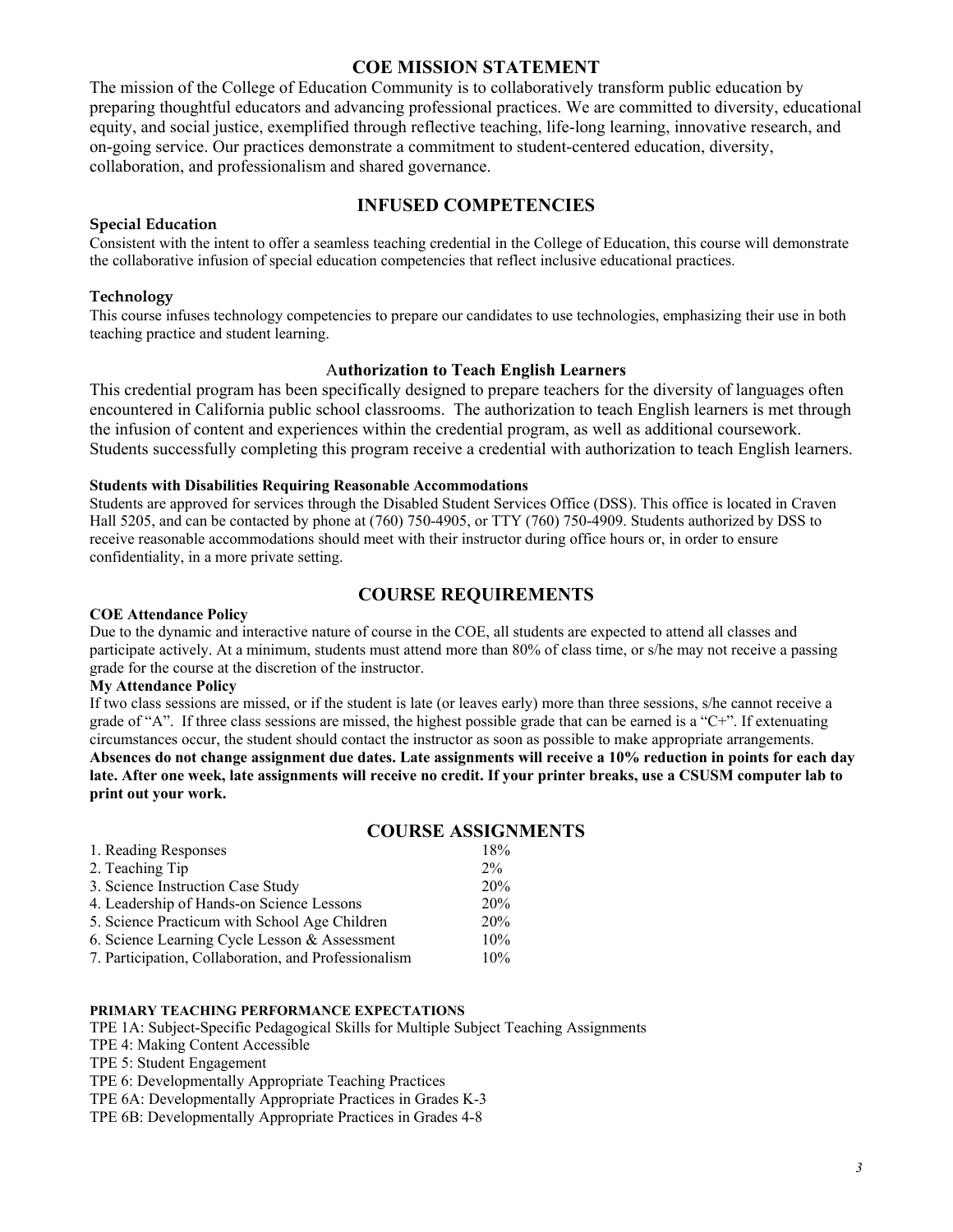## COE MISSION STATEMENT

The mission of the College of Education Community is to collaboratively transform public education by preparing thoughtful educators and advancing professional practices. We are committed to diversity, educational equity, and social justice, exemplified through reflective teaching, life-long learning, innovative research, and on-going service. Our practices demonstrate a commitment to student-centered education, diversity, collaboration, and professionalism and shared governance.

## INFUSED COMPETENCIES

**Special Education**

Consistent with the intent to offer a seamless teaching credential in the College of Education, this course will demonstrate the collaborative infusion of special education competencies that reflect inclusive educational practices.

**Technology**

This course infuses technology competencies to prepare our candidates to use technologies, emphasizing their use in both teaching practice and student learning.

### Authorization to Teach English Learners

This credential program has been specifically designed to prepare teachers for the diversity of languages often encountered in California public school classrooms. The authorization to teach English learners is met through the infusion of content and experiences within the credential program, as well as additional coursework. Students successfully completing this program receive a credential with authorization to teach English learners.

**Students with Disabilities Requiring Reasonable Accommodations**

Students are approved for services through the Disabled Student Services Office (DSS). This office is located in Craven Hall 5205, and can be contacted by phone at (760) 750-4905, or TTY (760) 750-4909. Students authorized by DSS to receive reasonable accommodations should meet with their instructor during office hours or, in order to ensure confidentiality, in a more private setting.

## COURSE REQUIREMENTS

**COE Attendance Policy**

Due to the dynamic and interactive nature of course in the COE, all students are expected to attend all classes and participate actively. At a minimum, students must attend more than 80% of class time, or s/he may not receive a passing grade for the course at the discretion of the instructor.

**My Attendance Policy**

If two class sessions are missed, or if the student is late (or leaves early) more than three sessions, s/he cannot receive a grade of "A". If three class sessions are missed, the highest possible grade that can be earned is a "C+". If extenuating circumstances occur, the student should contact the instructor as soon as possible to make appropriate arrangements. **Absences do not change assignment due dates. Late assignments will receive a 10% reduction in points for each day late. After one week, late assignments will receive no credit. If your printer breaks, use a CSUSM computer lab to print out your work.**

## COURSE ASSIGNMENTS

| Assignment | Weight |
|---|---|
| 1. Reading Responses | 18% |
| 2. Teaching Tip | 2% |
| 3. Science Instruction Case Study | 20% |
| 4. Leadership of Hands-on Science Lessons | 20% |
| 5. Science Practicum with School Age Children | 20% |
| 6. Science Learning Cycle Lesson & Assessment | 10% |
| 7. Participation, Collaboration, and Professionalism | 10% |

**PRIMARY TEACHING PERFORMANCE EXPECTATIONS**

TPE 1A: Subject-Specific Pedagogical Skills for Multiple Subject Teaching Assignments
TPE 4: Making Content Accessible
TPE 5: Student Engagement
TPE 6: Developmentally Appropriate Teaching Practices
TPE 6A: Developmentally Appropriate Practices in Grades K-3
TPE 6B: Developmentally Appropriate Practices in Grades 4-8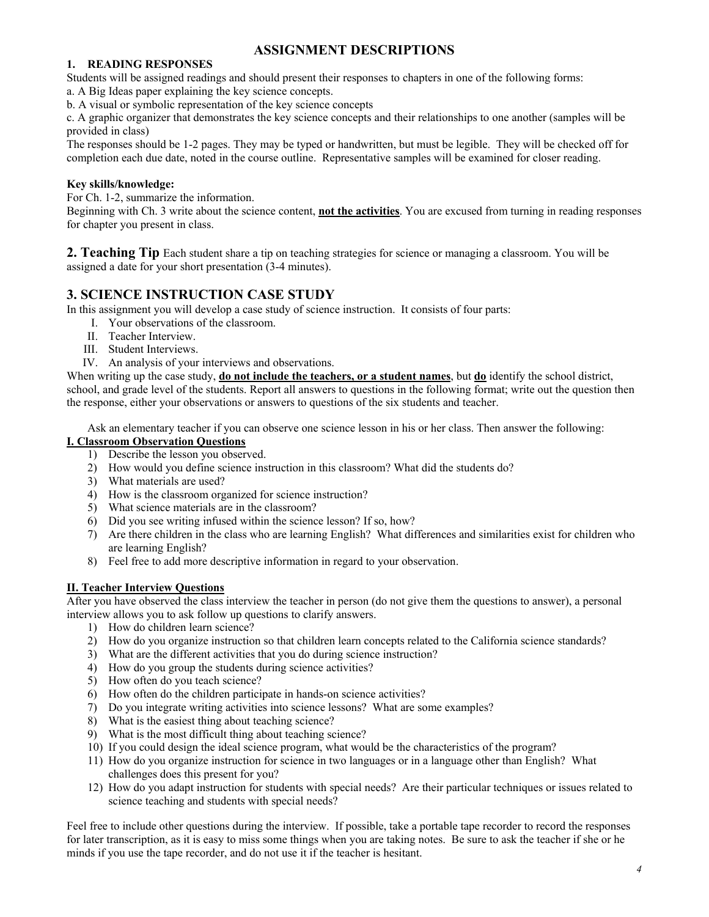# ASSIGNMENT DESCRIPTIONS

## 1. READING RESPONSES

Students will be assigned readings and should present their responses to chapters in one of the following forms:

a. A Big Ideas paper explaining the key science concepts.

b. A visual or symbolic representation of the key science concepts

c. A graphic organizer that demonstrates the key science concepts and their relationships to one another (samples will be provided in class)

The responses should be 1-2 pages. They may be typed or handwritten, but must be legible. They will be checked off for completion each due date, noted in the course outline. Representative samples will be examined for closer reading.

**Key skills/knowledge:**

For Ch. 1-2, summarize the information.

Beginning with Ch. 3 write about the science content, **<u>not the activities</u>**. You are excused from turning in reading responses for chapter you present in class.

## 2. Teaching Tip

Each student share a tip on teaching strategies for science or managing a classroom. You will be assigned a date for your short presentation (3-4 minutes).

## 3. SCIENCE INSTRUCTION CASE STUDY

In this assignment you will develop a case study of science instruction. It consists of four parts:

I. Your observations of the classroom.
II. Teacher Interview.
III. Student Interviews.
IV. An analysis of your interviews and observations.

When writing up the case study, **<u>do not include the teachers, or a student names</u>**, but **<u>do</u>** identify the school district, school, and grade level of the students. Report all answers to questions in the following format; write out the question then the response, either your observations or answers to questions of the six students and teacher.

Ask an elementary teacher if you can observe one science lesson in his or her class. Then answer the following:

### <u>I. Classroom Observation Questions</u>

1) Describe the lesson you observed.
2) How would you define science instruction in this classroom? What did the students do?
3) What materials are used?
4) How is the classroom organized for science instruction?
5) What science materials are in the classroom?
6) Did you see writing infused within the science lesson? If so, how?
7) Are there children in the class who are learning English? What differences and similarities exist for children who are learning English?
8) Feel free to add more descriptive information in regard to your observation.

### <u>II. Teacher Interview Questions</u>

After you have observed the class interview the teacher in person (do not give them the questions to answer), a personal interview allows you to ask follow up questions to clarify answers.

1) How do children learn science?
2) How do you organize instruction so that children learn concepts related to the California science standards?
3) What are the different activities that you do during science instruction?
4) How do you group the students during science activities?
5) How often do you teach science?
6) How often do the children participate in hands-on science activities?
7) Do you integrate writing activities into science lessons? What are some examples?
8) What is the easiest thing about teaching science?
9) What is the most difficult thing about teaching science?
10) If you could design the ideal science program, what would be the characteristics of the program?
11) How do you organize instruction for science in two languages or in a language other than English? What challenges does this present for you?
12) How do you adapt instruction for students with special needs? Are their particular techniques or issues related to science teaching and students with special needs?

Feel free to include other questions during the interview. If possible, take a portable tape recorder to record the responses for later transcription, as it is easy to miss some things when you are taking notes. Be sure to ask the teacher if she or he minds if you use the tape recorder, and do not use it if the teacher is hesitant.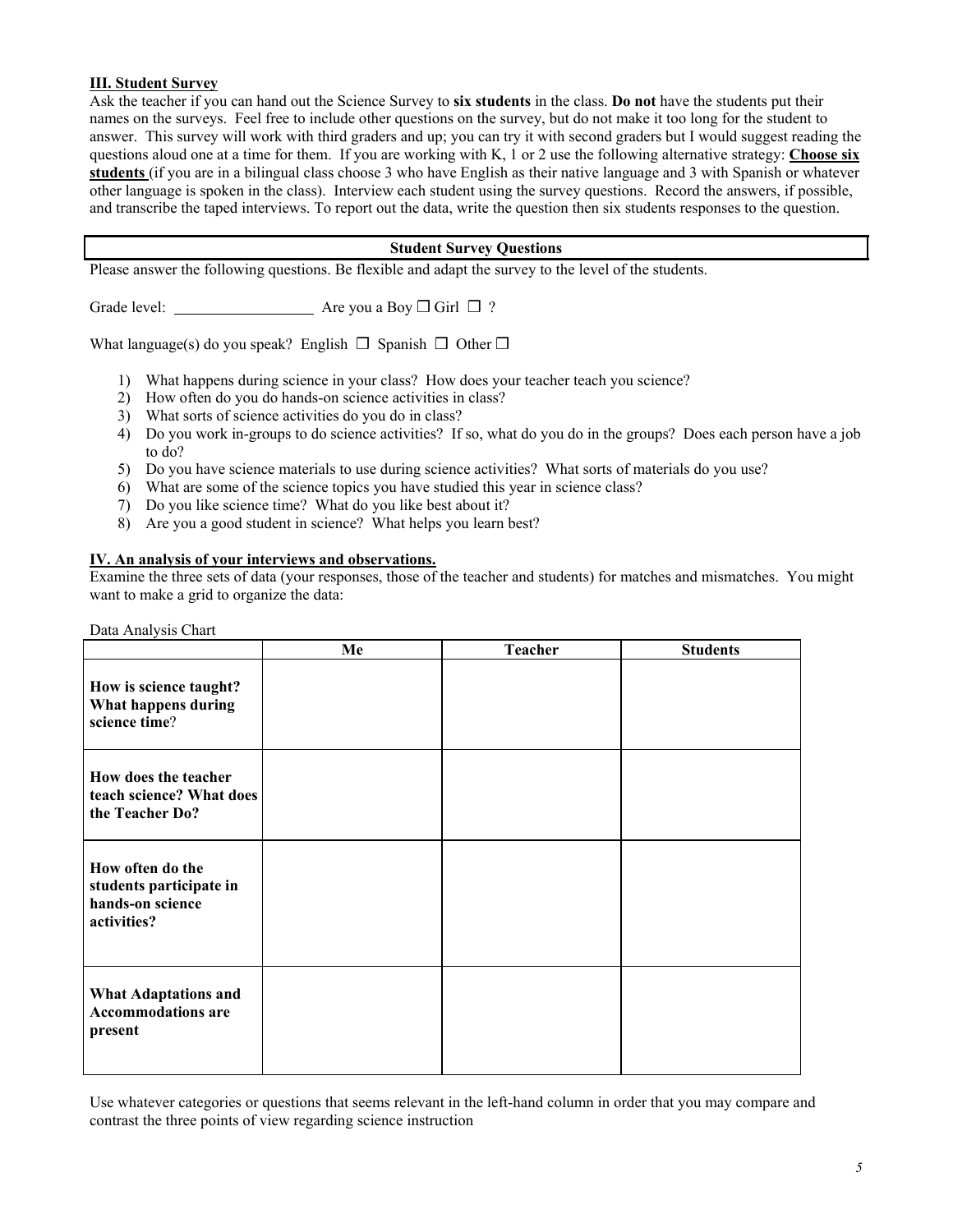### III. Student Survey

Ask the teacher if you can hand out the Science Survey to **six students** in the class. **Do not** have the students put their names on the surveys. Feel free to include other questions on the survey, but do not make it too long for the student to answer. This survey will work with third graders and up; you can try it with second graders but I would suggest reading the questions aloud one at a time for them. If you are working with K, 1 or 2 use the following alternative strategy: **Choose six students** (if you are in a bilingual class choose 3 who have English as their native language and 3 with Spanish or whatever other language is spoken in the class). Interview each student using the survey questions. Record the answers, if possible, and transcribe the taped interviews. To report out the data, write the question then six students responses to the question.

**Student Survey Questions**

Please answer the following questions. Be flexible and adapt the survey to the level of the students.

Grade level: ________________ Are you a Boy ☐ Girl ☐ ?

What language(s) do you speak? English ☐ Spanish ☐ Other ☐

1) What happens during science in your class? How does your teacher teach you science?
2) How often do you do hands-on science activities in class?
3) What sorts of science activities do you do in class?
4) Do you work in-groups to do science activities? If so, what do you do in the groups? Does each person have a job to do?
5) Do you have science materials to use during science activities? What sorts of materials do you use?
6) What are some of the science topics you have studied this year in science class?
7) Do you like science time? What do you like best about it?
8) Are you a good student in science? What helps you learn best?

### IV. An analysis of your interviews and observations.

Examine the three sets of data (your responses, those of the teacher and students) for matches and mismatches. You might want to make a grid to organize the data:

Data Analysis Chart

| | Me | Teacher | Students |
|---|---|---|---|
| **How is science taught? What happens during science time**? | | | |
| **How does the teacher teach science? What does the Teacher Do?** | | | |
| **How often do the students participate in hands-on science activities?** | | | |
| **What Adaptations and Accommodations are present** | | | |

Use whatever categories or questions that seems relevant in the left-hand column in order that you may compare and contrast the three points of view regarding science instruction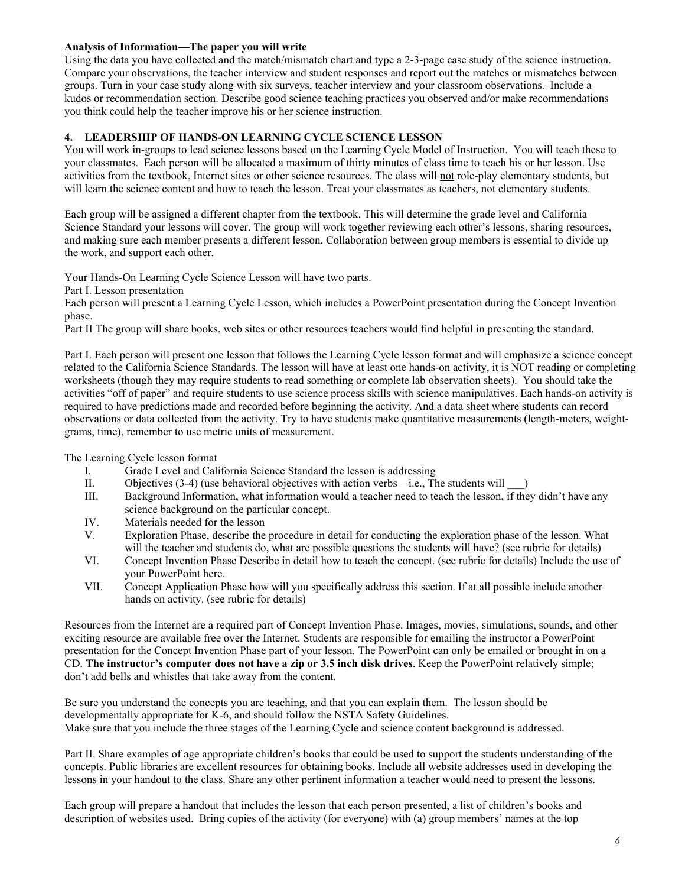**Analysis of Information—The paper you will write**

Using the data you have collected and the match/mismatch chart and type a 2-3-page case study of the science instruction. Compare your observations, the teacher interview and student responses and report out the matches or mismatches between groups. Turn in your case study along with six surveys, teacher interview and your classroom observations. Include a kudos or recommendation section. Describe good science teaching practices you observed and/or make recommendations you think could help the teacher improve his or her science instruction.

**4. LEADERSHIP OF HANDS-ON LEARNING CYCLE SCIENCE LESSON**

You will work in-groups to lead science lessons based on the Learning Cycle Model of Instruction. You will teach these to your classmates. Each person will be allocated a maximum of thirty minutes of class time to teach his or her lesson. Use activities from the textbook, Internet sites or other science resources. The class will <u>not</u> role-play elementary students, but will learn the science content and how to teach the lesson. Treat your classmates as teachers, not elementary students.

Each group will be assigned a different chapter from the textbook. This will determine the grade level and California Science Standard your lessons will cover. The group will work together reviewing each other's lessons, sharing resources, and making sure each member presents a different lesson. Collaboration between group members is essential to divide up the work, and support each other.

Your Hands-On Learning Cycle Science Lesson will have two parts.

Part I. Lesson presentation

Each person will present a Learning Cycle Lesson, which includes a PowerPoint presentation during the Concept Invention phase.

Part II The group will share books, web sites or other resources teachers would find helpful in presenting the standard.

Part I. Each person will present one lesson that follows the Learning Cycle lesson format and will emphasize a science concept related to the California Science Standards. The lesson will have at least one hands-on activity, it is NOT reading or completing worksheets (though they may require students to read something or complete lab observation sheets). You should take the activities "off of paper" and require students to use science process skills with science manipulatives. Each hands-on activity is required to have predictions made and recorded before beginning the activity. And a data sheet where students can record observations or data collected from the activity. Try to have students make quantitative measurements (length-meters, weight-grams, time), remember to use metric units of measurement.

The Learning Cycle lesson format

I. Grade Level and California Science Standard the lesson is addressing
II. Objectives (3-4) (use behavioral objectives with action verbs—i.e., The students will ___)
III. Background Information, what information would a teacher need to teach the lesson, if they didn't have any science background on the particular concept.
IV. Materials needed for the lesson
V. Exploration Phase, describe the procedure in detail for conducting the exploration phase of the lesson. What will the teacher and students do, what are possible questions the students will have? (see rubric for details)
VI. Concept Invention Phase Describe in detail how to teach the concept. (see rubric for details) Include the use of your PowerPoint here.
VII. Concept Application Phase how will you specifically address this section. If at all possible include another hands on activity. (see rubric for details)

Resources from the Internet are a required part of Concept Invention Phase. Images, movies, simulations, sounds, and other exciting resource are available free over the Internet. Students are responsible for emailing the instructor a PowerPoint presentation for the Concept Invention Phase part of your lesson. The PowerPoint can only be emailed or brought in on a CD. **The instructor's computer does not have a zip or 3.5 inch disk drives**. Keep the PowerPoint relatively simple; don't add bells and whistles that take away from the content.

Be sure you understand the concepts you are teaching, and that you can explain them. The lesson should be developmentally appropriate for K-6, and should follow the NSTA Safety Guidelines.
Make sure that you include the three stages of the Learning Cycle and science content background is addressed.

Part II. Share examples of age appropriate children's books that could be used to support the students understanding of the concepts. Public libraries are excellent resources for obtaining books. Include all website addresses used in developing the lessons in your handout to the class. Share any other pertinent information a teacher would need to present the lessons.

Each group will prepare a handout that includes the lesson that each person presented, a list of children's books and description of websites used. Bring copies of the activity (for everyone) with (a) group members' names at the top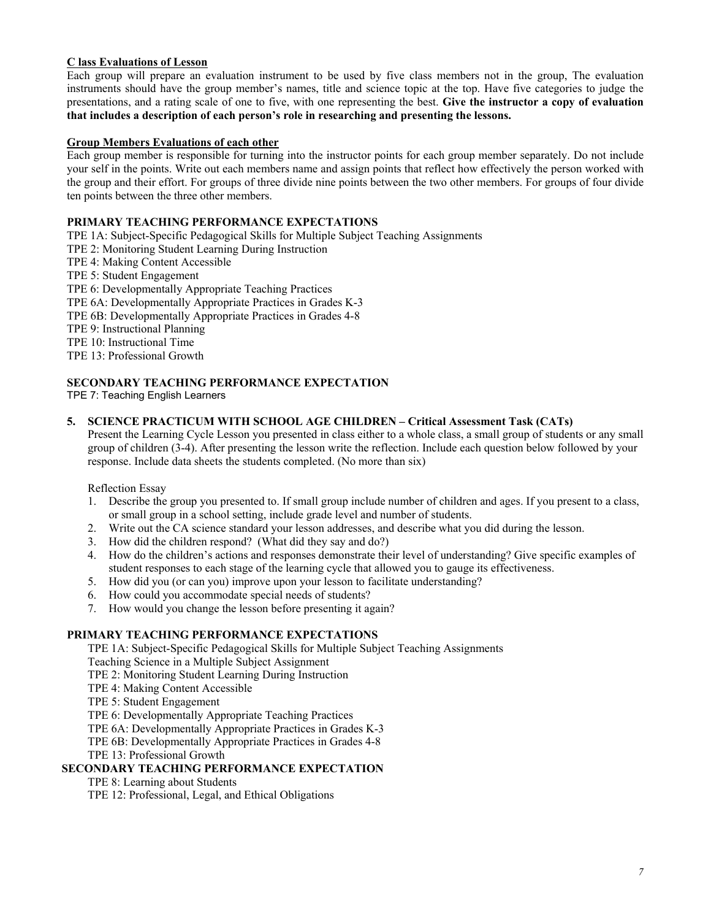**C lass Evaluations of Lesson**

Each group will prepare an evaluation instrument to be used by five class members not in the group, The evaluation instruments should have the group member's names, title and science topic at the top. Have five categories to judge the presentations, and a rating scale of one to five, with one representing the best. **Give the instructor a copy of evaluation that includes a description of each person's role in researching and presenting the lessons.**

**Group Members Evaluations of each other**

Each group member is responsible for turning into the instructor points for each group member separately. Do not include your self in the points. Write out each members name and assign points that reflect how effectively the person worked with the group and their effort. For groups of three divide nine points between the two other members. For groups of four divide ten points between the three other members.

**PRIMARY TEACHING PERFORMANCE EXPECTATIONS**

TPE 1A: Subject-Specific Pedagogical Skills for Multiple Subject Teaching Assignments
TPE 2: Monitoring Student Learning During Instruction
TPE 4: Making Content Accessible
TPE 5: Student Engagement
TPE 6: Developmentally Appropriate Teaching Practices
TPE 6A: Developmentally Appropriate Practices in Grades K-3
TPE 6B: Developmentally Appropriate Practices in Grades 4-8
TPE 9: Instructional Planning
TPE 10: Instructional Time
TPE 13: Professional Growth

**SECONDARY TEACHING PERFORMANCE EXPECTATION**

TPE 7: Teaching English Learners

**5. SCIENCE PRACTICUM WITH SCHOOL AGE CHILDREN – Critical Assessment Task (CATs)**

Present the Learning Cycle Lesson you presented in class either to a whole class, a small group of students or any small group of children (3-4). After presenting the lesson write the reflection. Include each question below followed by your response. Include data sheets the students completed. (No more than six)

Reflection Essay

1. Describe the group you presented to. If small group include number of children and ages. If you present to a class, or small group in a school setting, include grade level and number of students.
2. Write out the CA science standard your lesson addresses, and describe what you did during the lesson.
3. How did the children respond? (What did they say and do?)
4. How do the children's actions and responses demonstrate their level of understanding? Give specific examples of student responses to each stage of the learning cycle that allowed you to gauge its effectiveness.
5. How did you (or can you) improve upon your lesson to facilitate understanding?
6. How could you accommodate special needs of students?
7. How would you change the lesson before presenting it again?

**PRIMARY TEACHING PERFORMANCE EXPECTATIONS**

TPE 1A: Subject-Specific Pedagogical Skills for Multiple Subject Teaching Assignments
Teaching Science in a Multiple Subject Assignment
TPE 2: Monitoring Student Learning During Instruction
TPE 4: Making Content Accessible
TPE 5: Student Engagement
TPE 6: Developmentally Appropriate Teaching Practices
TPE 6A: Developmentally Appropriate Practices in Grades K-3
TPE 6B: Developmentally Appropriate Practices in Grades 4-8
TPE 13: Professional Growth

**SECONDARY TEACHING PERFORMANCE EXPECTATION**

TPE 8: Learning about Students
TPE 12: Professional, Legal, and Ethical Obligations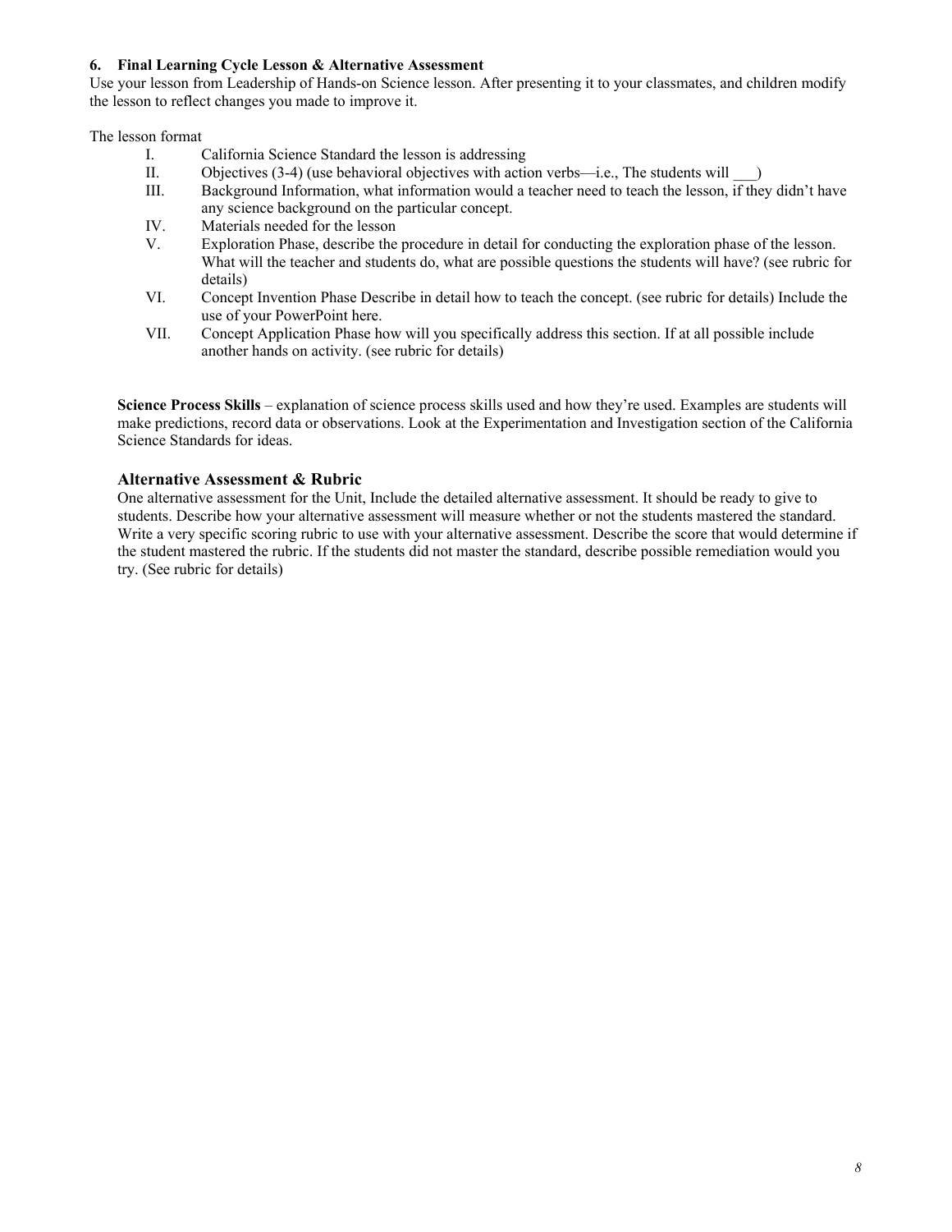**6. Final Learning Cycle Lesson & Alternative Assessment**

Use your lesson from Leadership of Hands-on Science lesson. After presenting it to your classmates, and children modify the lesson to reflect changes you made to improve it.

The lesson format

- I. California Science Standard the lesson is addressing
- II. Objectives (3-4) (use behavioral objectives with action verbs—i.e., The students will ___)
- III. Background Information, what information would a teacher need to teach the lesson, if they didn't have any science background on the particular concept.
- IV. Materials needed for the lesson
- V. Exploration Phase, describe the procedure in detail for conducting the exploration phase of the lesson. What will the teacher and students do, what are possible questions the students will have? (see rubric for details)
- VI. Concept Invention Phase Describe in detail how to teach the concept. (see rubric for details) Include the use of your PowerPoint here.
- VII. Concept Application Phase how will you specifically address this section. If at all possible include another hands on activity. (see rubric for details)

**Science Process Skills** – explanation of science process skills used and how they're used. Examples are students will make predictions, record data or observations. Look at the Experimentation and Investigation section of the California Science Standards for ideas.

### Alternative Assessment & Rubric

One alternative assessment for the Unit, Include the detailed alternative assessment. It should be ready to give to students. Describe how your alternative assessment will measure whether or not the students mastered the standard. Write a very specific scoring rubric to use with your alternative assessment. Describe the score that would determine if the student mastered the rubric. If the students did not master the standard, describe possible remediation would you try. (See rubric for details)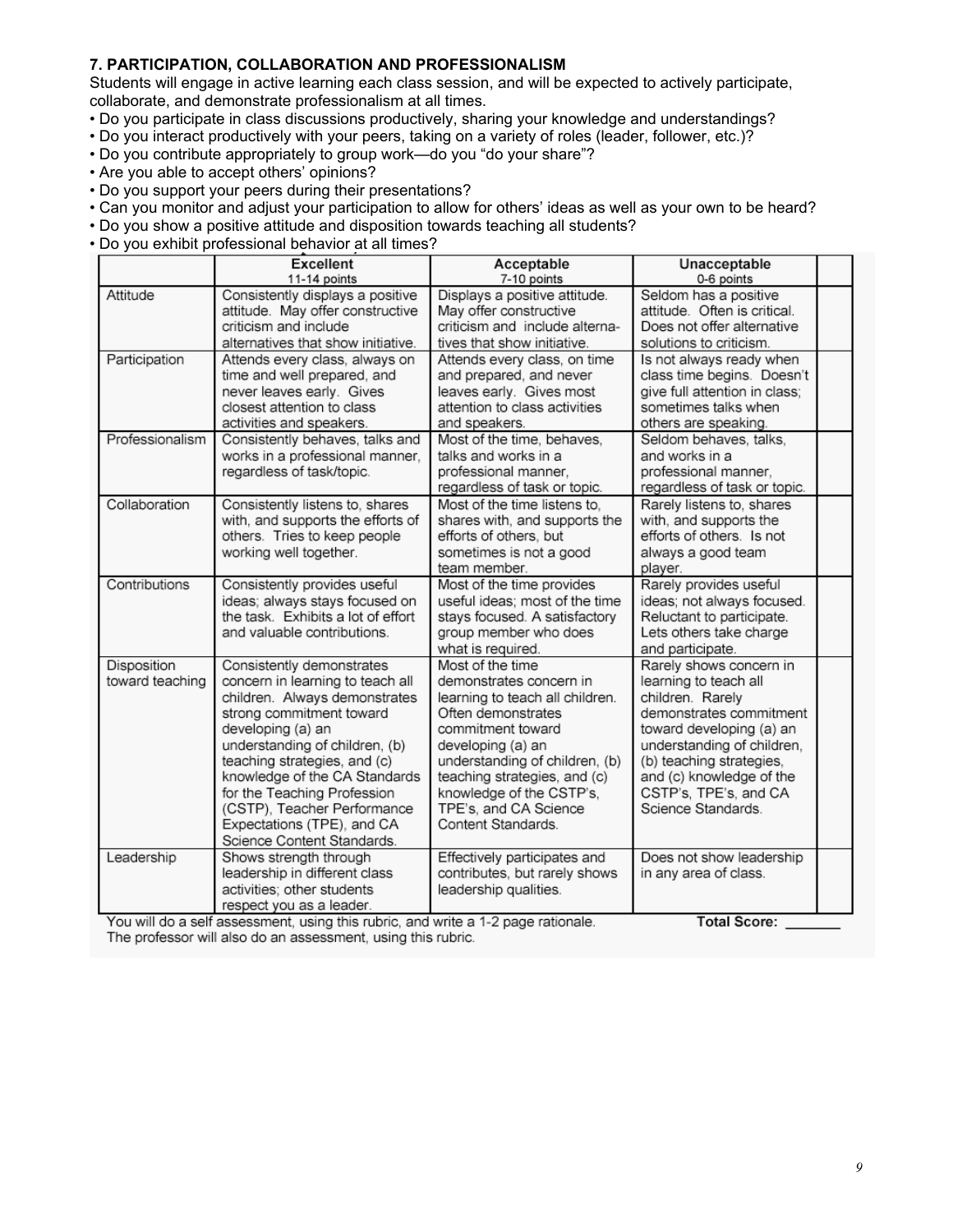### 7. PARTICIPATION, COLLABORATION AND PROFESSIONALISM

Students will engage in active learning each class session, and will be expected to actively participate, collaborate, and demonstrate professionalism at all times.

- Do you participate in class discussions productively, sharing your knowledge and understandings?
- Do you interact productively with your peers, taking on a variety of roles (leader, follower, etc.)?
- Do you contribute appropriately to group work—do you "do your share"?
- Are you able to accept others' opinions?
- Do you support your peers during their presentations?
- Can you monitor and adjust your participation to allow for others' ideas as well as your own to be heard?
- Do you show a positive attitude and disposition towards teaching all students?
- Do you exhibit professional behavior at all times?

| | Excellent<br>11-14 points | Acceptable<br>7-10 points | Unacceptable<br>0-6 points | |
|---|---|---|---|---|
| Attitude | Consistently displays a positive attitude. May offer constructive criticism and include alternatives that show initiative. | Displays a positive attitude. May offer constructive criticism and include alternatives that show initiative. | Seldom has a positive attitude. Often is critical. Does not offer alternative solutions to criticism. | |
| Participation | Attends every class, always on time and well prepared, and never leaves early. Gives closest attention to class activities and speakers. | Attends every class, on time and prepared, and never leaves early. Gives most attention to class activities and speakers. | Is not always ready when class time begins. Doesn't give full attention in class; sometimes talks when others are speaking. | |
| Professionalism | Consistently behaves, talks and works in a professional manner, regardless of task/topic. | Most of the time, behaves, talks and works in a professional manner, regardless of task or topic. | Seldom behaves, talks, and works in a professional manner, regardless of task or topic. | |
| Collaboration | Consistently listens to, shares with, and supports the efforts of others. Tries to keep people working well together. | Most of the time listens to, shares with, and supports the efforts of others, but sometimes is not a good team member. | Rarely listens to, shares with, and supports the efforts of others. Is not always a good team player. | |
| Contributions | Consistently provides useful ideas; always stays focused on the task. Exhibits a lot of effort and valuable contributions. | Most of the time provides useful ideas; most of the time stays focused. A satisfactory group member who does what is required. | Rarely provides useful ideas; not always focused. Reluctant to participate. Lets others take charge and participate. | |
| Disposition toward teaching | Consistently demonstrates concern in learning to teach all children. Always demonstrates strong commitment toward developing (a) an understanding of children, (b) teaching strategies, and (c) knowledge of the CA Standards for the Teaching Profession (CSTP), Teacher Performance Expectations (TPE), and CA Science Content Standards. | Most of the time demonstrates concern in learning to teach all children. Often demonstrates commitment toward developing (a) an understanding of children, (b) teaching strategies, and (c) knowledge of the CSTP's, TPE's, and CA Science Content Standards. | Rarely shows concern in learning to teach all children. Rarely demonstrates commitment toward developing (a) an understanding of children, (b) teaching strategies, and (c) knowledge of the CSTP's, TPE's, and CA Science Standards. | |
| Leadership | Shows strength through leadership in different class activities; other students respect you as a leader. | Effectively participates and contributes, but rarely shows leadership qualities. | Does not show leadership in any area of class. | |

You will do a self assessment, using this rubric, and write a 1-2 page rationale. **Total Score: _______**

The professor will also do an assessment, using this rubric.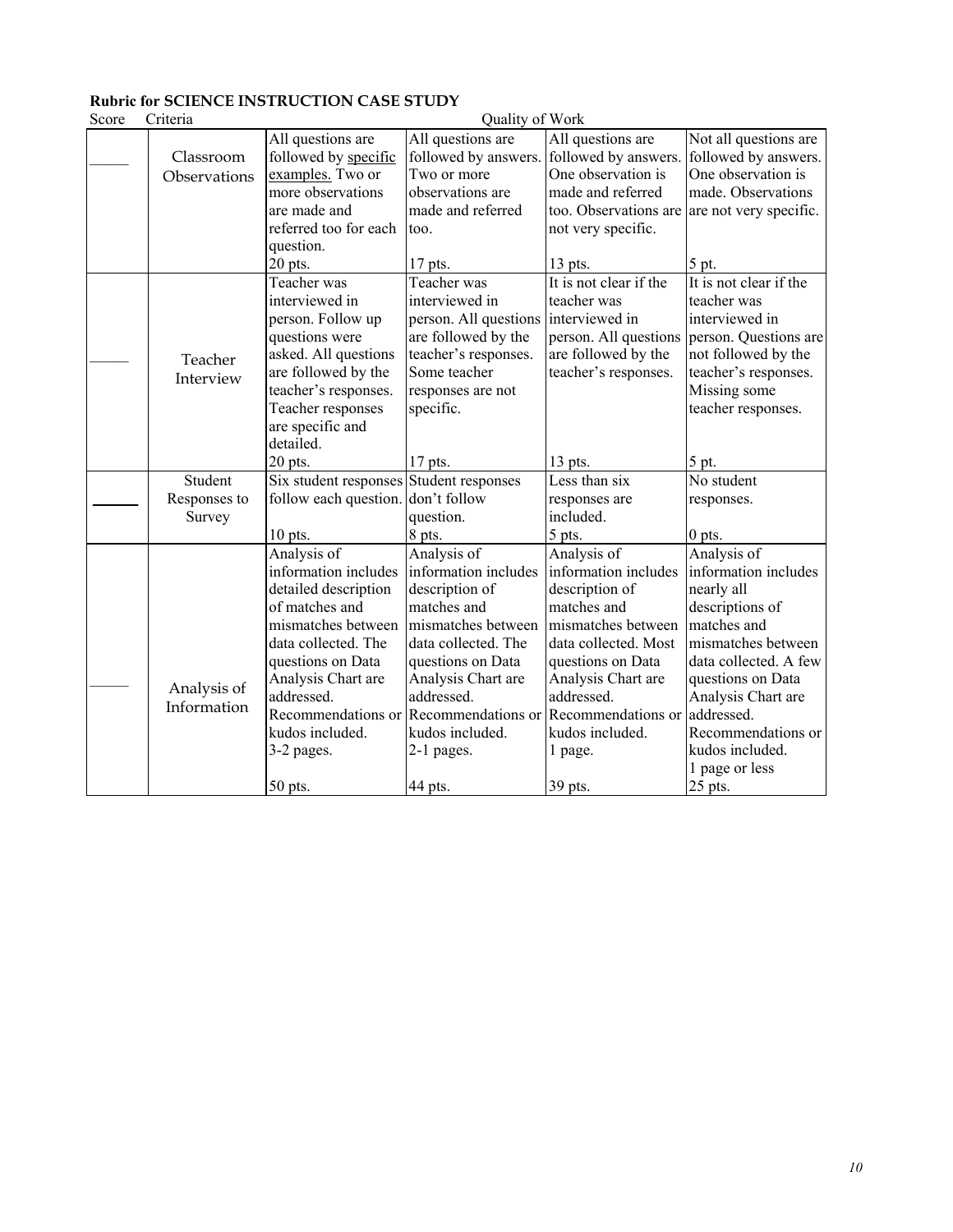**Rubric for SCIENCE INSTRUCTION CASE STUDY**

| Score | Criteria | Quality of Work | | | |
|---|---|---|---|---|---|
| _____ | Classroom Observations | All questions are followed by specific examples. Two or more observations are made and referred too for each question. 20 pts. | All questions are followed by answers. Two or more observations are made and referred too. 17 pts. | All questions are followed by answers. One observation is made and referred too. Observations are not very specific. 13 pts. | Not all questions are followed by answers. One observation is made. Observations are not very specific. 5 pt. |
| _____ | Teacher Interview | Teacher was interviewed in person. Follow up questions were asked. All questions are followed by the teacher's responses. Teacher responses are specific and detailed. 20 pts. | Teacher was interviewed in person. All questions are followed by the teacher's responses. Some teacher responses are not specific. 17 pts. | It is not clear if the teacher was interviewed in person. All questions are followed by the teacher's responses. 13 pts. | It is not clear if the teacher was interviewed in person. Questions are not followed by the teacher's responses. Missing some teacher responses. 5 pt. |
| _____ | Student Responses to Survey | Six student responses follow each question. 10 pts. | Student responses don't follow question. 8 pts. | Less than six responses are included. 5 pts. | No student responses. 0 pts. |
| _____ | Analysis of Information | Analysis of information includes detailed description of matches and mismatches between data collected. The questions on Data Analysis Chart are addressed. Recommendations or kudos included. 3-2 pages. 50 pts. | Analysis of information includes description of matches and mismatches between data collected. The questions on Data Analysis Chart are addressed. Recommendations or kudos included. 2-1 pages. 44 pts. | Analysis of information includes description of matches and mismatches between data collected. Most questions on Data Analysis Chart are addressed. Recommendations or kudos included. 1 page. 39 pts. | Analysis of information includes nearly all descriptions of matches and mismatches between data collected. A few questions on Data Analysis Chart are addressed. Recommendations or kudos included. 1 page or less 25 pts. |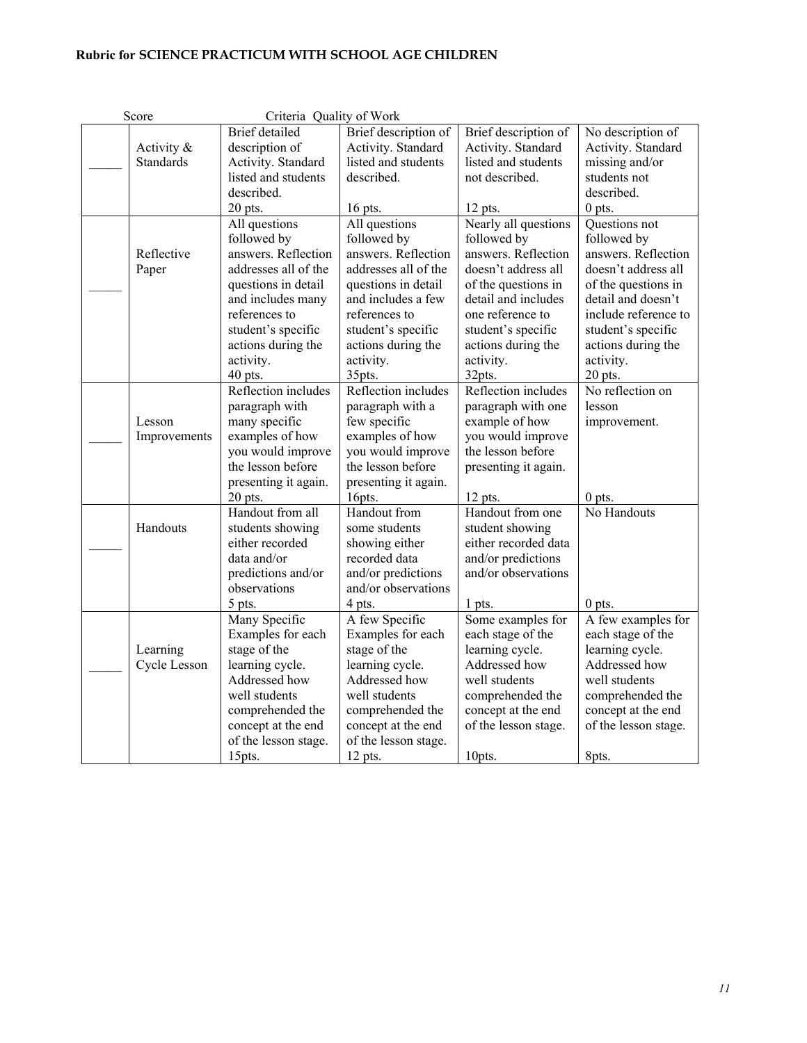**Rubric for SCIENCE PRACTICUM WITH SCHOOL AGE CHILDREN**

| Score | Criteria | Quality of Work | | | |
|---|---|---|---|---|---|
| _____ | Activity & Standards | Brief detailed description of Activity. Standard listed and students described. 20 pts. | Brief description of Activity. Standard listed and students described. 16 pts. | Brief description of Activity. Standard listed and students not described. 12 pts. | No description of Activity. Standard missing and/or students not described. 0 pts. |
| _____ | Reflective Paper | All questions followed by answers. Reflection addresses all of the questions in detail and includes many references to student's specific actions during the activity. 40 pts. | All questions followed by answers. Reflection addresses all of the questions in detail and includes a few references to student's specific actions during the activity. 35pts. | Nearly all questions followed by answers. Reflection doesn't address all of the questions in detail and includes one reference to student's specific actions during the activity. 32pts. | Questions not followed by answers. Reflection doesn't address all of the questions in detail and doesn't include reference to student's specific actions during the activity. 20 pts. |
| _____ | Lesson Improvements | Reflection includes paragraph with many specific examples of how you would improve the lesson before presenting it again. 20 pts. | Reflection includes paragraph with a few specific examples of how you would improve the lesson before presenting it again. 16pts. | Reflection includes paragraph with one example of how you would improve the lesson before presenting it again. 12 pts. | No reflection on lesson improvement. 0 pts. |
| _____ | Handouts | Handout from all students showing either recorded data and/or predictions and/or observations 5 pts. | Handout from some students showing either recorded data and/or predictions and/or observations 4 pts. | Handout from one student showing either recorded data and/or predictions and/or observations 1 pts. | No Handouts 0 pts. |
| _____ | Learning Cycle Lesson | Many Specific Examples for each stage of the learning cycle. Addressed how well students comprehended the concept at the end of the lesson stage. 15pts. | A few Specific Examples for each stage of the learning cycle. Addressed how well students comprehended the concept at the end of the lesson stage. 12 pts. | Some examples for each stage of the learning cycle. Addressed how well students comprehended the concept at the end of the lesson stage. 10pts. | A few examples for each stage of the learning cycle. Addressed how well students comprehended the concept at the end of the lesson stage. 8pts. |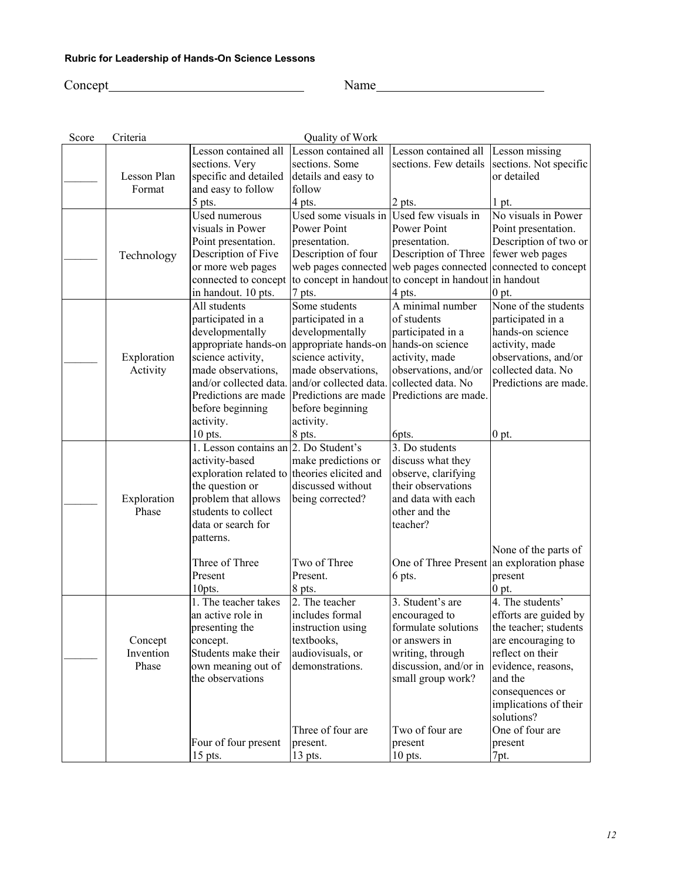**Rubric for Leadership of Hands-On Science Lessons**

Concept______________________________ Name_________________________

| Score | Criteria | Quality of Work | | | |
|---|---|---|---|---|---|
| ______ | Lesson Plan Format | Lesson contained all sections. Very specific and detailed and easy to follow 5 pts. | Lesson contained all sections. Some details and easy to follow 4 pts. | Lesson contained all sections. Few details 2 pts. | Lesson missing sections. Not specific or detailed 1 pt. |
| ______ | Technology | Used numerous visuals in Power Point presentation. Description of Five or more web pages connected to concept in handout. 10 pts. | Used some visuals in Power Point presentation. Description of four web pages connected to concept in handout 7 pts. | Used few visuals in Power Point presentation. Description of Three web pages connected to concept in handout 4 pts. | No visuals in Power Point presentation. Description of two or fewer web pages connected to concept in handout 0 pt. |
| ______ | Exploration Activity | All students participated in a developmentally appropriate hands-on science activity, made observations, and/or collected data. Predictions are made before beginning activity. 10 pts. | Some students participated in a developmentally appropriate hands-on science activity, made observations, and/or collected data. Predictions are made before beginning activity. 8 pts. | A minimal number of students participated in a hands-on science activity, made observations, and/or collected data. No Predictions are made. 6pts. | None of the students participated in a hands-on science activity, made observations, and/or collected data. No Predictions are made. 0 pt. |
| ______ | Exploration Phase | 1. Lesson contains an activity-based exploration related to the question or problem that allows students to collect data or search for patterns. Three of Three Present 10pts. | 2. Do Student's make predictions or theories elicited and discussed without being corrected? Two of Three Present. 8 pts. | 3. Do students discuss what they observe, clarifying their observations and data with each other and the teacher? One of Three Present 6 pts. | None of the parts of an exploration phase present 0 pt. |
| ______ | Concept Invention Phase | 1. The teacher takes an active role in presenting the concept. Students make their own meaning out of the observations Four of four present 15 pts. | 2. The teacher includes formal instruction using textbooks, audiovisuals, or demonstrations. Three of four are present. 13 pts. | 3. Student's are encouraged to formulate solutions or answers in writing, through discussion, and/or in small group work? Two of four are present 10 pts. | 4. The students' efforts are guided by the teacher; students are encouraging to reflect on their evidence, reasons, and the consequences or implications of their solutions? One of four are present 7pt. |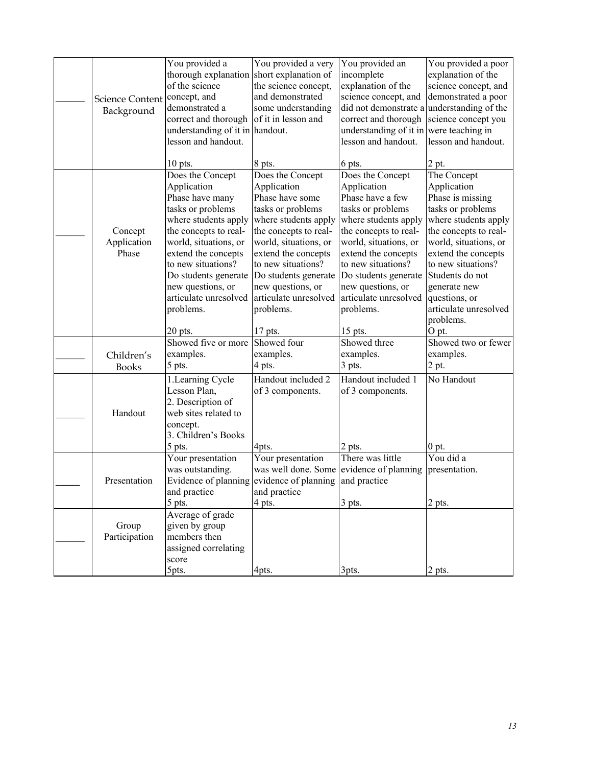| | | | | | |
|---|---|---|---|---|---|
| ______ | Science Content Background | You provided a thorough explanation of the science concept, and demonstrated a correct and thorough understanding of it in lesson and handout.<br><br>10 pts. | You provided a very short explanation of the science concept, and demonstrated some understanding of it in lesson and handout.<br><br>8 pts. | You provided an incomplete explanation of the science concept, and did not demonstrate a correct and thorough understanding of it in lesson and handout.<br><br>6 pts. | You provided a poor explanation of the science concept, and demonstrated a poor understanding of the science concept you were teaching in lesson and handout.<br><br>2 pt. |
| ______ | Concept Application Phase | Does the Concept Application Phase have many tasks or problems where students apply the concepts to real-world, situations, or extend the concepts to new situations? Do students generate new questions, or articulate unresolved problems.<br><br>20 pts. | Does the Concept Application Phase have some tasks or problems where students apply the concepts to real-world, situations, or extend the concepts to new situations? Do students generate new questions, or articulate unresolved problems.<br><br>17 pts. | Does the Concept Application Phase have a few tasks or problems where students apply the concepts to real-world, situations, or extend the concepts to new situations? Do students generate new questions, or articulate unresolved problems.<br><br>15 pts. | The Concept Application Phase is missing tasks or problems where students apply the concepts to real-world, situations, or extend the concepts to new situations? Students do not generate new questions, or articulate unresolved problems.<br>O pt. |
| ______ | Children's Books | Showed five or more examples.<br>5 pts. | Showed four examples.<br>4 pts. | Showed three examples.<br>3 pts. | Showed two or fewer examples.<br>2 pt. |
| ______ | Handout | 1.Learning Cycle Lesson Plan,<br>2. Description of web sites related to concept.<br>3. Children's Books<br>5 pts. | Handout included 2 of 3 components.<br><br>4pts. | Handout included 1 of 3 components.<br><br>2 pts. | No Handout<br><br>0 pt. |
| _____ | Presentation | Your presentation was outstanding. Evidence of planning and practice<br>5 pts. | Your presentation was well done. Some evidence of planning and practice<br>4 pts. | There was little evidence of planning and practice<br><br>3 pts. | You did a presentation.<br><br>2 pts. |
| ______ | Group Participation | Average of grade given by group members then assigned correlating score<br>5pts. | 4pts. | 3pts. | 2 pts. |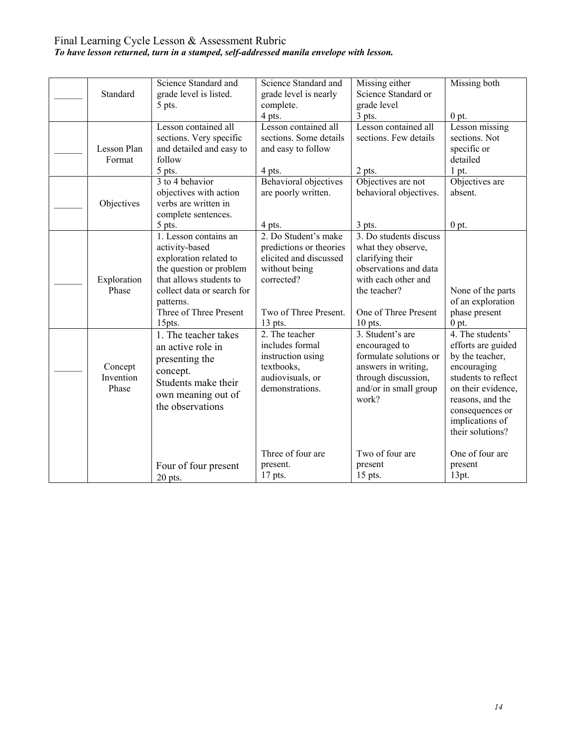Final Learning Cycle Lesson & Assessment Rubric

***To have lesson returned, turn in a stamped, self-addressed manila envelope with lesson.***

| | | | | | |
|---|---|---|---|---|---|
| ______ | Standard | Science Standard and grade level is listed. 5 pts. | Science Standard and grade level is nearly complete. 4 pts. | Missing either Science Standard or grade level 3 pts. | Missing both 0 pt. |
| ______ | Lesson Plan Format | Lesson contained all sections. Very specific and detailed and easy to follow 5 pts. | Lesson contained all sections. Some details and easy to follow 4 pts. | Lesson contained all sections. Few details 2 pts. | Lesson missing sections. Not specific or detailed 1 pt. |
| ______ | Objectives | 3 to 4 behavior objectives with action verbs are written in complete sentences. 5 pts. | Behavioral objectives are poorly written. 4 pts. | Objectives are not behavioral objectives. 3 pts. | Objectives are absent. 0 pt. |
| ______ | Exploration Phase | 1. Lesson contains an activity-based exploration related to the question or problem that allows students to collect data or search for patterns. Three of Three Present 15pts. | 2. Do Student's make predictions or theories elicited and discussed without being corrected? Two of Three Present. 13 pts. | 3. Do students discuss what they observe, clarifying their observations and data with each other and the teacher? One of Three Present 10 pts. | None of the parts of an exploration phase present 0 pt. |
| ______ | Concept Invention Phase | 1. The teacher takes an active role in presenting the concept. Students make their own meaning out of the observations Four of four present 20 pts. | 2. The teacher includes formal instruction using textbooks, audiovisuals, or demonstrations. Three of four are present. 17 pts. | 3. Student's are encouraged to formulate solutions or answers in writing, through discussion, and/or in small group work? Two of four are present 15 pts. | 4. The students' efforts are guided by the teacher, encouraging students to reflect on their evidence, reasons, and the consequences or implications of their solutions? One of four are present 13pt. |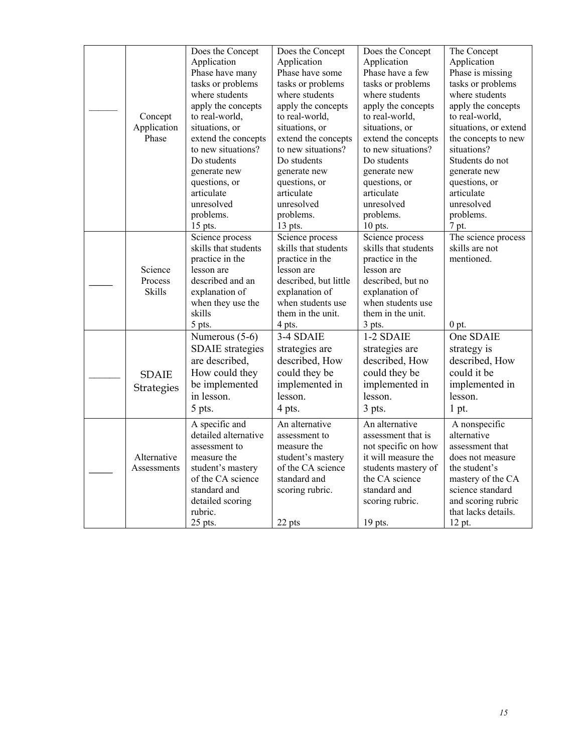| | | | | | |
|---|---|---|---|---|---|
| ______ | Concept Application Phase | Does the Concept Application Phase have many tasks or problems where students apply the concepts to real-world, situations, or extend the concepts to new situations? Do students generate new questions, or articulate unresolved problems. 15 pts. | Does the Concept Application Phase have some tasks or problems where students apply the concepts to real-world, situations, or extend the concepts to new situations? Do students generate new questions, or articulate unresolved problems. 13 pts. | Does the Concept Application Phase have a few tasks or problems where students apply the concepts to real-world, situations, or extend the concepts to new situations? Do students generate new questions, or articulate unresolved problems. 10 pts. | The Concept Application Phase is missing tasks or problems where students apply the concepts to real-world, situations, or extend the concepts to new situations? Students do not generate new questions, or articulate unresolved problems. 7 pt. |
| _____ | Science Process Skills | Science process skills that students practice in the lesson are described and an explanation of when they use the skills 5 pts. | Science process skills that students practice in the lesson are described, but little explanation of when students use them in the unit. 4 pts. | Science process skills that students practice in the lesson are described, but no explanation of when students use them in the unit. 3 pts. | The science process skills are not mentioned. 0 pt. |
| ______ | SDAIE Strategies | Numerous (5-6) SDAIE strategies are described, How could they be implemented in lesson. 5 pts. | 3-4 SDAIE strategies are described, How could they be implemented in lesson. 4 pts. | 1-2 SDAIE strategies are described, How could they be implemented in lesson. 3 pts. | One SDAIE strategy is described, How could it be implemented in lesson. 1 pt. |
| _____ | Alternative Assessments | A specific and detailed alternative assessment to measure the student's mastery of the CA science standard and detailed scoring rubric. 25 pts. | An alternative assessment to measure the student's mastery of the CA science standard and scoring rubric. 22 pts | An alternative assessment that is not specific on how it will measure the students mastery of the CA science standard and scoring rubric. 19 pts. | A nonspecific alternative assessment that does not measure the student's mastery of the CA science standard and scoring rubric that lacks details. 12 pt. |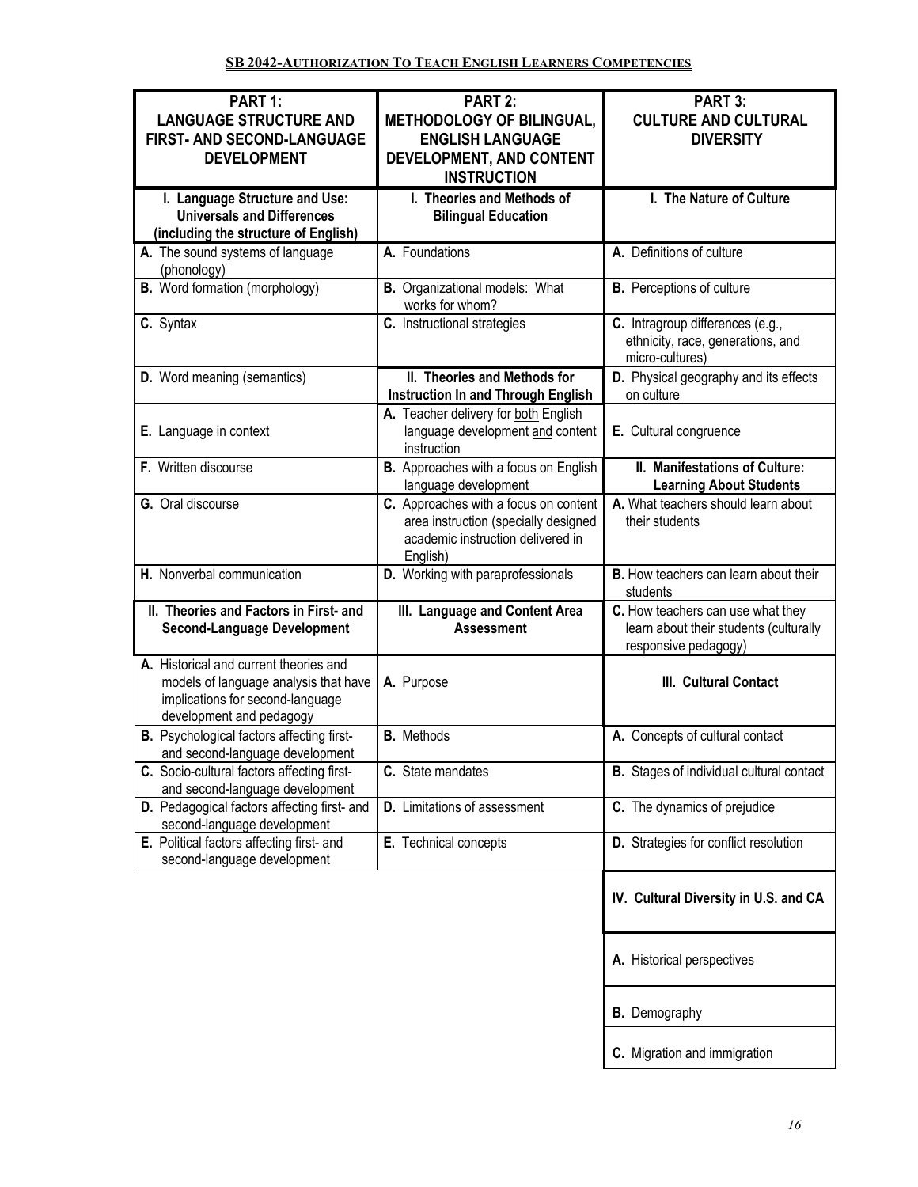## SB 2042-Authorization To Teach English Learners Competencies

| **PART 1: LANGUAGE STRUCTURE AND FIRST- AND SECOND-LANGUAGE DEVELOPMENT** | **PART 2: METHODOLOGY OF BILINGUAL, ENGLISH LANGUAGE DEVELOPMENT, AND CONTENT INSTRUCTION** | **PART 3: CULTURE AND CULTURAL DIVERSITY** |
|---|---|---|
| **I. Language Structure and Use: Universals and Differences (including the structure of English)** | **I. Theories and Methods of Bilingual Education** | **I. The Nature of Culture** |
| **A.** The sound systems of language (phonology) | **A.** Foundations | **A.** Definitions of culture |
| **B.** Word formation (morphology) | **B.** Organizational models: What works for whom? | **B.** Perceptions of culture |
| **C.** Syntax | **C.** Instructional strategies | **C.** Intragroup differences (e.g., ethnicity, race, generations, and micro-cultures) |
| **D.** Word meaning (semantics) | **II. Theories and Methods for Instruction In and Through English** | **D.** Physical geography and its effects on culture |
| **E.** Language in context | **A.** Teacher delivery for both English language development and content instruction | **E.** Cultural congruence |
| **F.** Written discourse | **B.** Approaches with a focus on English language development | **II. Manifestations of Culture: Learning About Students** |
| **G.** Oral discourse | **C.** Approaches with a focus on content area instruction (specially designed academic instruction delivered in English) | **A.** What teachers should learn about their students |
| **H.** Nonverbal communication | **D.** Working with paraprofessionals | **B.** How teachers can learn about their students |
| **II. Theories and Factors in First- and Second-Language Development** | **III. Language and Content Area Assessment** | **C.** How teachers can use what they learn about their students (culturally responsive pedagogy) |
| **A.** Historical and current theories and models of language analysis that have implications for second-language development and pedagogy | **A.** Purpose | **III. Cultural Contact** |
| **B.** Psychological factors affecting first- and second-language development | **B.** Methods | **A.** Concepts of cultural contact |
| **C.** Socio-cultural factors affecting first- and second-language development | **C.** State mandates | **B.** Stages of individual cultural contact |
| **D.** Pedagogical factors affecting first- and second-language development | **D.** Limitations of assessment | **C.** The dynamics of prejudice |
| **E.** Political factors affecting first- and second-language development | **E.** Technical concepts | **D.** Strategies for conflict resolution |
| | | **IV. Cultural Diversity in U.S. and CA** |
| | | **A.** Historical perspectives |
| | | **B.** Demography |
| | | **C.** Migration and immigration |